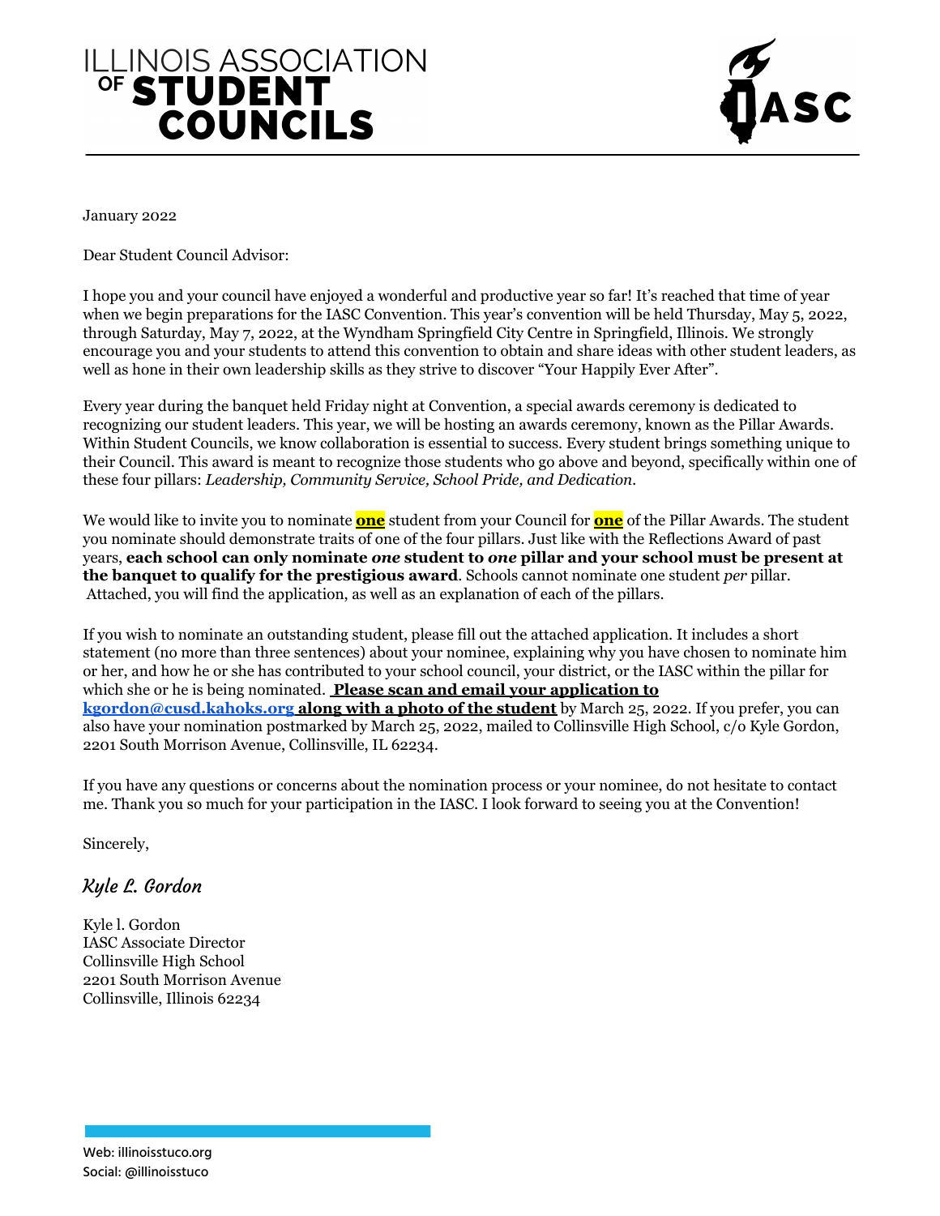# ILLINOIS ASSOCIATION OF STUDENT COUNCILS

IASC

January 2022

Dear Student Council Advisor:

I hope you and your council have enjoyed a wonderful and productive year so far! It's reached that time of year when we begin preparations for the IASC Convention. This year's convention will be held Thursday, May 5, 2022, through Saturday, May 7, 2022, at the Wyndham Springfield City Centre in Springfield, Illinois. We strongly encourage you and your students to attend this convention to obtain and share ideas with other student leaders, as well as hone in their own leadership skills as they strive to discover "Your Happily Ever After".

Every year during the banquet held Friday night at Convention, a special awards ceremony is dedicated to recognizing our student leaders. This year, we will be hosting an awards ceremony, known as the Pillar Awards. Within Student Councils, we know collaboration is essential to success. Every student brings something unique to their Council. This award is meant to recognize those students who go above and beyond, specifically within one of these four pillars: *Leadership, Community Service, School Pride, and Dedication.*

We would like to invite you to nominate **one** student from your Council for **one** of the Pillar Awards. The student you nominate should demonstrate traits of one of the four pillars. Just like with the Reflections Award of past years, **each school can only nominate *one* student to *one* pillar and your school must be present at the banquet to qualify for the prestigious award**. Schools cannot nominate one student *per* pillar. Attached, you will find the application, as well as an explanation of each of the pillars.

If you wish to nominate an outstanding student, please fill out the attached application. It includes a short statement (no more than three sentences) about your nominee, explaining why you have chosen to nominate him or her, and how he or she has contributed to your school council, your district, or the IASC within the pillar for which she or he is being nominated. **Please scan and email your application to kgordon@cusd.kahoks.org along with a photo of the student** by March 25, 2022. If you prefer, you can also have your nomination postmarked by March 25, 2022, mailed to Collinsville High School, c/o Kyle Gordon, 2201 South Morrison Avenue, Collinsville, IL 62234.

If you have any questions or concerns about the nomination process or your nominee, do not hesitate to contact me. Thank you so much for your participation in the IASC. I look forward to seeing you at the Convention!

Sincerely,

*Kyle L. Gordon*

Kyle l. Gordon
IASC Associate Director
Collinsville High School
2201 South Morrison Avenue
Collinsville, Illinois 62234

Web: illinoisstuco.org
Social: @illinoisstuco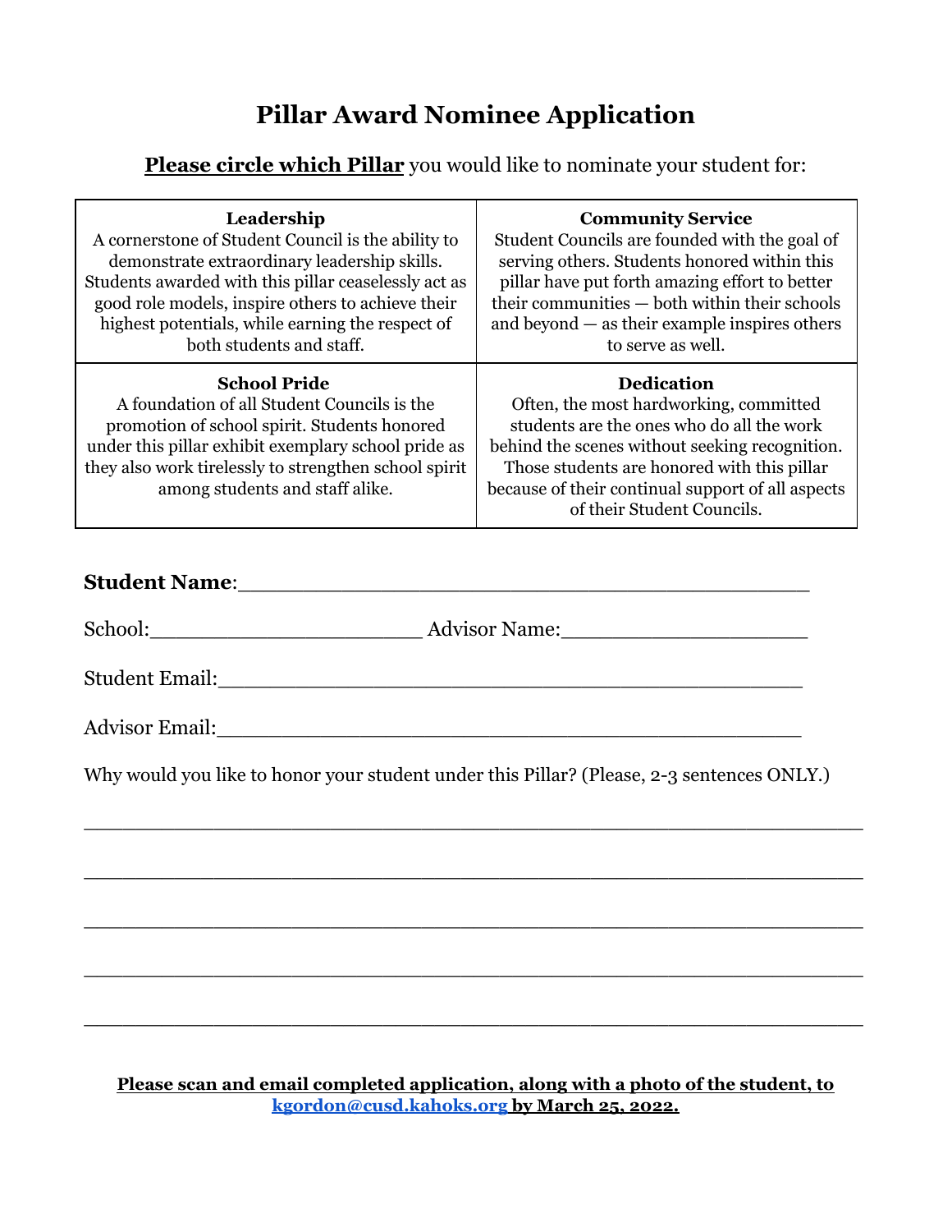# Pillar Award Nominee Application

**Please circle which Pillar** you would like to nominate your student for:

| | |
|---|---|
| **Leadership**<br>A cornerstone of Student Council is the ability to demonstrate extraordinary leadership skills. Students awarded with this pillar ceaselessly act as good role models, inspire others to achieve their highest potentials, while earning the respect of both students and staff. | **Community Service**<br>Student Councils are founded with the goal of serving others. Students honored within this pillar have put forth amazing effort to better their communities — both within their schools and beyond — as their example inspires others to serve as well. |
| **School Pride**<br>A foundation of all Student Councils is the promotion of school spirit. Students honored under this pillar exhibit exemplary school pride as they also work tirelessly to strengthen school spirit among students and staff alike. | **Dedication**<br>Often, the most hardworking, committed students are the ones who do all the work behind the scenes without seeking recognition. Those students are honored with this pillar because of their continual support of all aspects of their Student Councils. |

**Student Name**:_____________________________________________

School:______________________ Advisor Name:____________________

Student Email:______________________________________________

Advisor Email:______________________________________________

Why would you like to honor your student under this Pillar? (Please, 2-3 sentences ONLY.)

_____________________________________________________________

_____________________________________________________________

_____________________________________________________________

_____________________________________________________________

_____________________________________________________________

**Please scan and email completed application, along with a photo of the student, to kgordon@cusd.kahoks.org by March 25, 2022.**